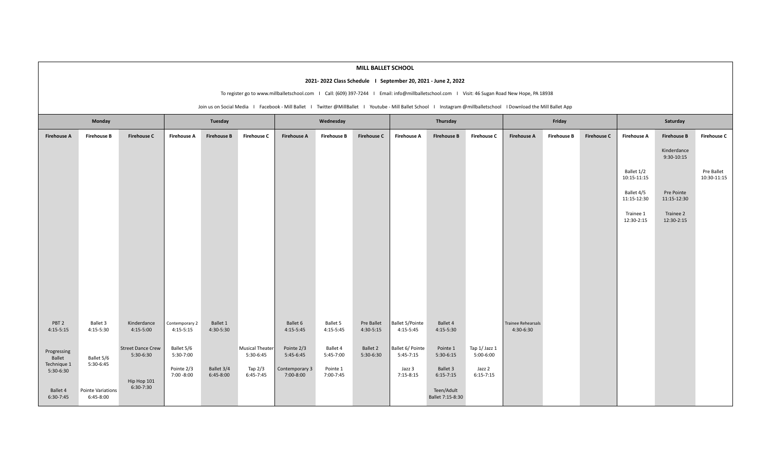# MILL BALLET SCHOOL

**2021- 2022 Class Schedule I September 20, 2021 - June 2, 2022**

To register go to www.millballetschool.com I Call: (609) 397-7244 I Email: info@millballetschool.com I Visit: 46 Sugan Road New Hope, PA 18938

Join us on Social Media I Facebook - Mill Ballet I Twitter @MillBallet I Youtube - Mill Ballet School I Instagram @millballetschool I Download the Mill Ballet App

| Monday | | | Tuesday | | | Wednesday | | | Thursday | | | Friday | | | Saturday | | |
|---|---|---|---|---|---|---|---|---|---|---|---|---|---|---|---|---|---|
| Firehouse A | Firehouse B | Firehouse C | Firehouse A | Firehouse B | Firehouse C | Firehouse A | Firehouse B | Firehouse C | Firehouse A | FIrehouse B | Firehouse C | Firehouse A | Firehouse B | Firehouse C | Firehouse A | Firehouse B | Firehouse C |
| | | | | | | | | | | | | | | | | Kinderdance 9:30-10:15 | |
| | | | | | | | | | | | | | | | Ballet 1/2 10:15-11:15 | | Pre Ballet 10:30-11:15 |
| | | | | | | | | | | | | | | | Ballet 4/5 11:15-12:30 | Pre Pointe 11:15-12:30 | |
| | | | | | | | | | | | | | | | Trainee 1 12:30-2:15 | Trainee 2 12:30-2:15 | |
| PBT 2 4:15-5:15 | Ballet 3 4:15-5:30 | Kinderdance 4:15-5:00 | Contemporary 2 4:15-5:15 | Ballet 1 4:30-5:30 | | Ballet 6 4:15-5:45 | Ballet 5 4:15-5:45 | Pre Ballet 4:30-5:15 | Ballet 5/Pointe 4:15-5:45 | Ballet 4 4:15-5:30 | | Trainee Rehearsals 4:30-6:30 | | | | | |
| Progressing Ballet Technique 1 5:30-6:30 | Ballet 5/6 5:30-6:45 | Street Dance Crew 5:30-6:30 | Ballet 5/6 5:30-7:00 | | Musical Theater 5:30-6:45 | Pointe 2/3 5:45-6:45 | Ballet 4 5:45-7:00 | Ballet 2 5:30-6:30 | Ballet 6/ Pointe 5:45-7:15 | Pointe 1 5:30-6:15 | Tap 1/ Jazz 1 5:00-6:00 | | | | | | |
| | | Hip Hop 101 6:30-7:30 | Pointe 2/3 7:00 -8:00 | Ballet 3/4 6:45-8:00 | Tap 2/3 6:45-7:45 | Contemporary 3 7:00-8:00 | Pointe 1 7:00-7:45 | | Jazz 3 7:15-8:15 | Ballet 3 6:15-7:15 | Jazz 2 6:15-7:15 | | | | | | |
| Ballet 4 6:30-7:45 | Pointe Variations 6:45-8:00 | | | | | | | | | Teen/Adult Ballet 7:15-8:30 | | | | | | | |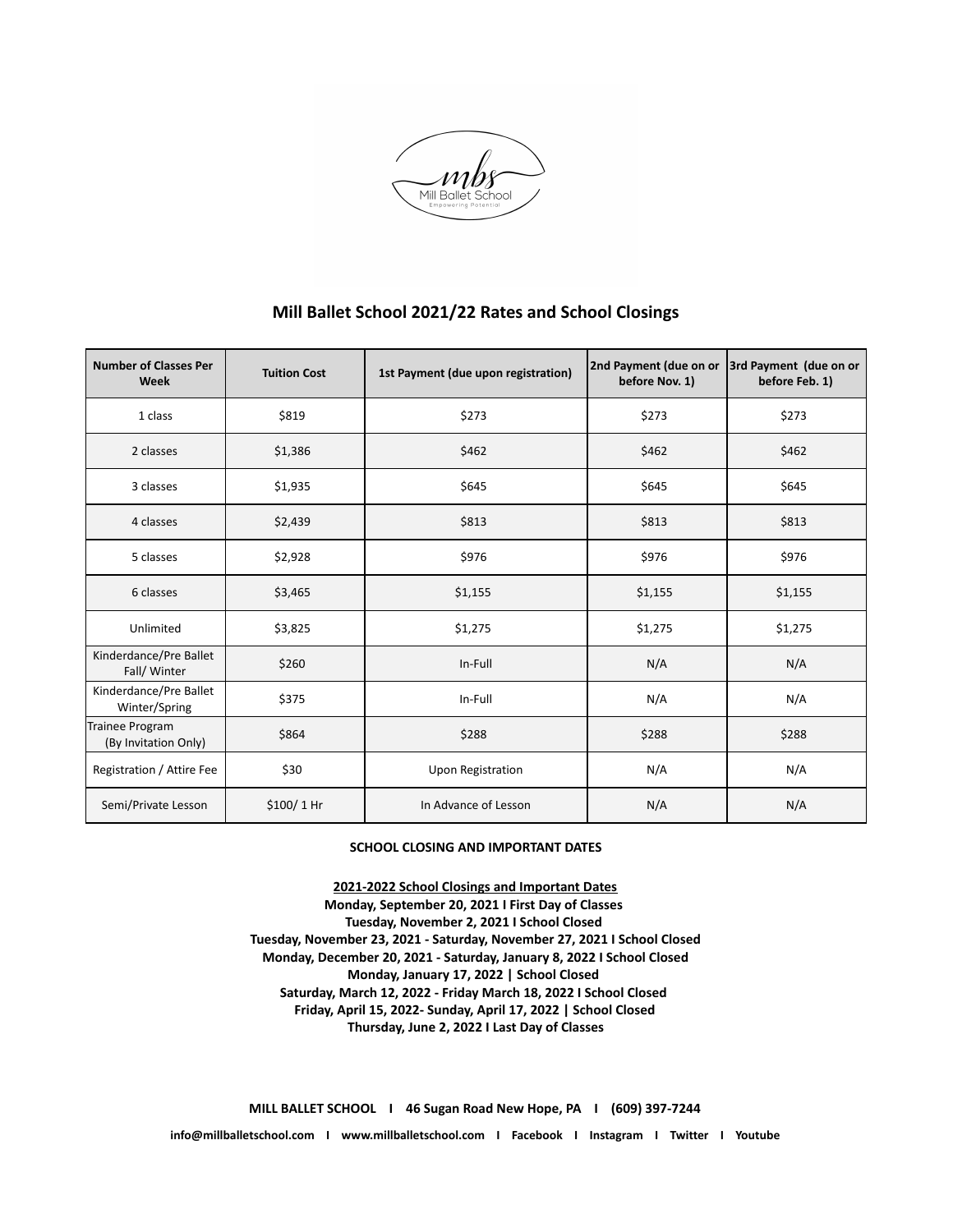# Mill Ballet School 2021/22 Rates and School Closings

| Number of Classes Per Week | Tuition Cost | 1st Payment (due upon registration) | 2nd Payment (due on or before Nov. 1) | 3rd Payment (due on or before Feb. 1) |
|---|---|---|---|---|
| 1 class | $819 | $273 | $273 | $273 |
| 2 classes | $1,386 | $462 | $462 | $462 |
| 3 classes | $1,935 | $645 | $645 | $645 |
| 4 classes | $2,439 | $813 | $813 | $813 |
| 5 classes | $2,928 | $976 | $976 | $976 |
| 6 classes | $3,465 | $1,155 | $1,155 | $1,155 |
| Unlimited | $3,825 | $1,275 | $1,275 | $1,275 |
| Kinderdance/Pre Ballet Fall/ Winter | $260 | In-Full | N/A | N/A |
| Kinderdance/Pre Ballet Winter/Spring | $375 | In-Full | N/A | N/A |
| Trainee Program (By Invitation Only) | $864 | $288 | $288 | $288 |
| Registration / Attire Fee | $30 | Upon Registration | N/A | N/A |
| Semi/Private Lesson | $100/ 1 Hr | In Advance of Lesson | N/A | N/A |

**SCHOOL CLOSING AND IMPORTANT DATES**

**2021-2022 School Closings and Important Dates**

**Monday, September 20, 2021 I First Day of Classes**
**Tuesday, November 2, 2021 I School Closed**
**Tuesday, November 23, 2021 - Saturday, November 27, 2021 I School Closed**
**Monday, December 20, 2021 - Saturday, January 8, 2022 I School Closed**
**Monday, January 17, 2022 | School Closed**
**Saturday, March 12, 2022 - Friday March 18, 2022 I School Closed**
**Friday, April 15, 2022- Sunday, April 17, 2022 | School Closed**
**Thursday, June 2, 2022 I Last Day of Classes**

**MILL BALLET SCHOOL I 46 Sugan Road New Hope, PA I (609) 397-7244**

**info@millballetschool.com I www.millballetschool.com I Facebook I Instagram I Twitter I Youtube**